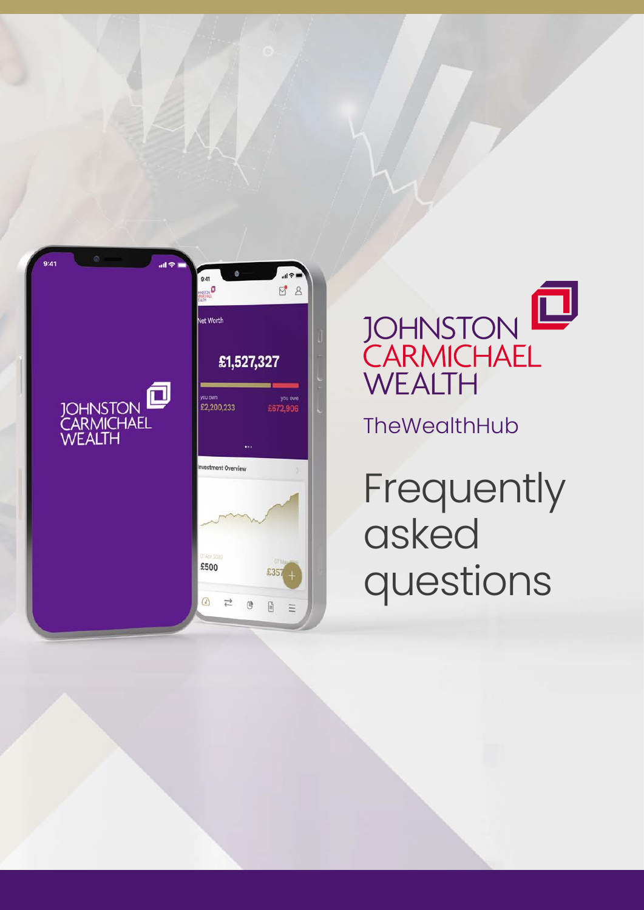JOHNSTON CARMICHAEL WEALTH

TheWealthHub

# Frequently asked questions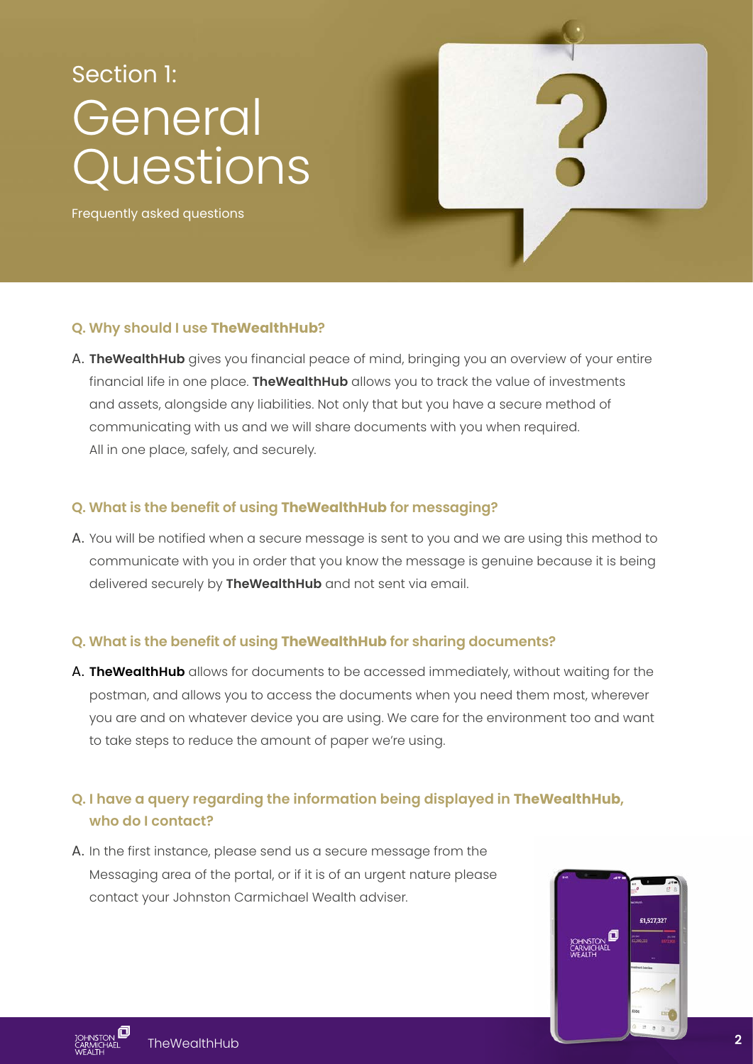Section 1:

# General Questions

Frequently asked questions

**Q. Why should I use TheWealthHub?**

A. **TheWealthHub** gives you financial peace of mind, bringing you an overview of your entire financial life in one place. **TheWealthHub** allows you to track the value of investments and assets, alongside any liabilities. Not only that but you have a secure method of communicating with us and we will share documents with you when required. All in one place, safely, and securely.

**Q. What is the benefit of using TheWealthHub for messaging?**

A. You will be notified when a secure message is sent to you and we are using this method to communicate with you in order that you know the message is genuine because it is being delivered securely by **TheWealthHub** and not sent via email.

**Q. What is the benefit of using TheWealthHub for sharing documents?**

A. **TheWealthHub** allows for documents to be accessed immediately, without waiting for the postman, and allows you to access the documents when you need them most, wherever you are and on whatever device you are using. We care for the environment too and want to take steps to reduce the amount of paper we're using.

**Q. I have a query regarding the information being displayed in TheWealthHub, who do I contact?**

A. In the first instance, please send us a secure message from the Messaging area of the portal, or if it is of an urgent nature please contact your Johnston Carmichael Wealth adviser.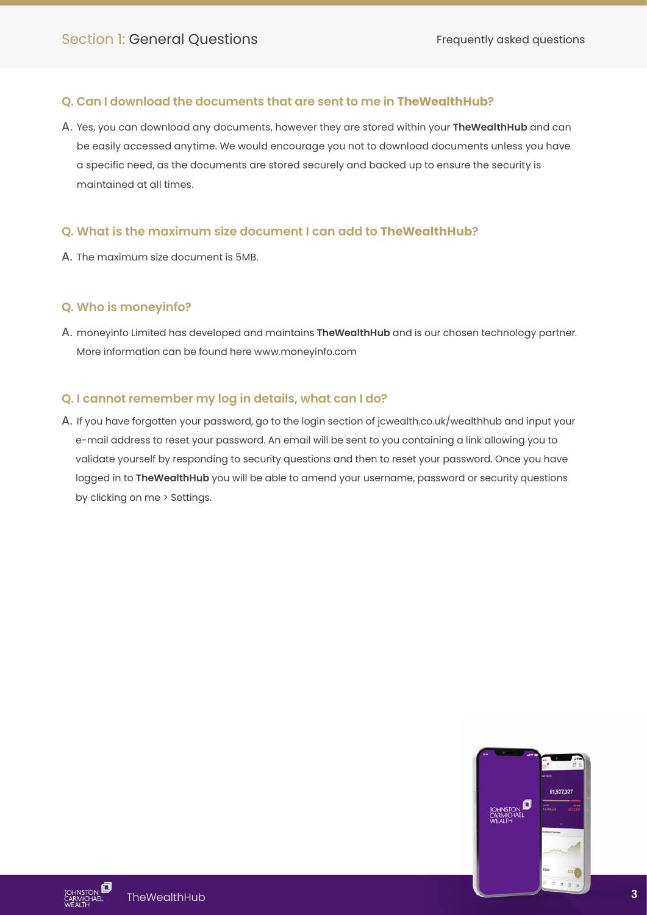## Section 1: General Questions

### Q. Can I download the documents that are sent to me in TheWealthHub?

A. Yes, you can download any documents, however they are stored within your **TheWealthHub** and can be easily accessed anytime. We would encourage you not to download documents unless you have a specific need, as the documents are stored securely and backed up to ensure the security is maintained at all times.

### Q. What is the maximum size document I can add to TheWealthHub?

A. The maximum size document is 5MB.

### Q. Who is moneyinfo?

A. moneyinfo Limited has developed and maintains **TheWealthHub** and is our chosen technology partner. More information can be found here www.moneyinfo.com

### Q. I cannot remember my log in details, what can I do?

A. If you have forgotten your password, go to the login section of jcwealth.co.uk/wealthhub and input your e-mail address to reset your password. An email will be sent to you containing a link allowing you to validate yourself by responding to security questions and then to reset your password. Once you have logged in to **TheWealthHub** you will be able to amend your username, password or security questions by clicking on me > Settings.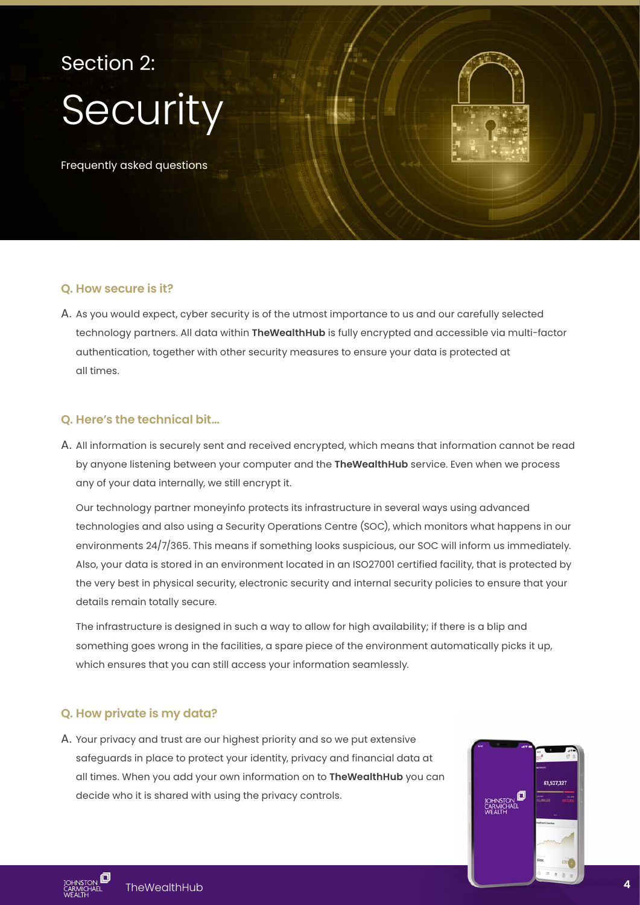# Section 2: Security

Frequently asked questions

### Q. How secure is it?

A. As you would expect, cyber security is of the utmost importance to us and our carefully selected technology partners. All data within **TheWealthHub** is fully encrypted and accessible via multi-factor authentication, together with other security measures to ensure your data is protected at all times.

### Q. Here's the technical bit...

A. All information is securely sent and received encrypted, which means that information cannot be read by anyone listening between your computer and the **TheWealthHub** service. Even when we process any of your data internally, we still encrypt it.

Our technology partner moneyinfo protects its infrastructure in several ways using advanced technologies and also using a Security Operations Centre (SOC), which monitors what happens in our environments 24/7/365. This means if something looks suspicious, our SOC will inform us immediately. Also, your data is stored in an environment located in an ISO27001 certified facility, that is protected by the very best in physical security, electronic security and internal security policies to ensure that your details remain totally secure.

The infrastructure is designed in such a way to allow for high availability; if there is a blip and something goes wrong in the facilities, a spare piece of the environment automatically picks it up, which ensures that you can still access your information seamlessly.

### Q. How private is my data?

A. Your privacy and trust are our highest priority and so we put extensive safeguards in place to protect your identity, privacy and financial data at all times. When you add your own information on to **TheWealthHub** you can decide who it is shared with using the privacy controls.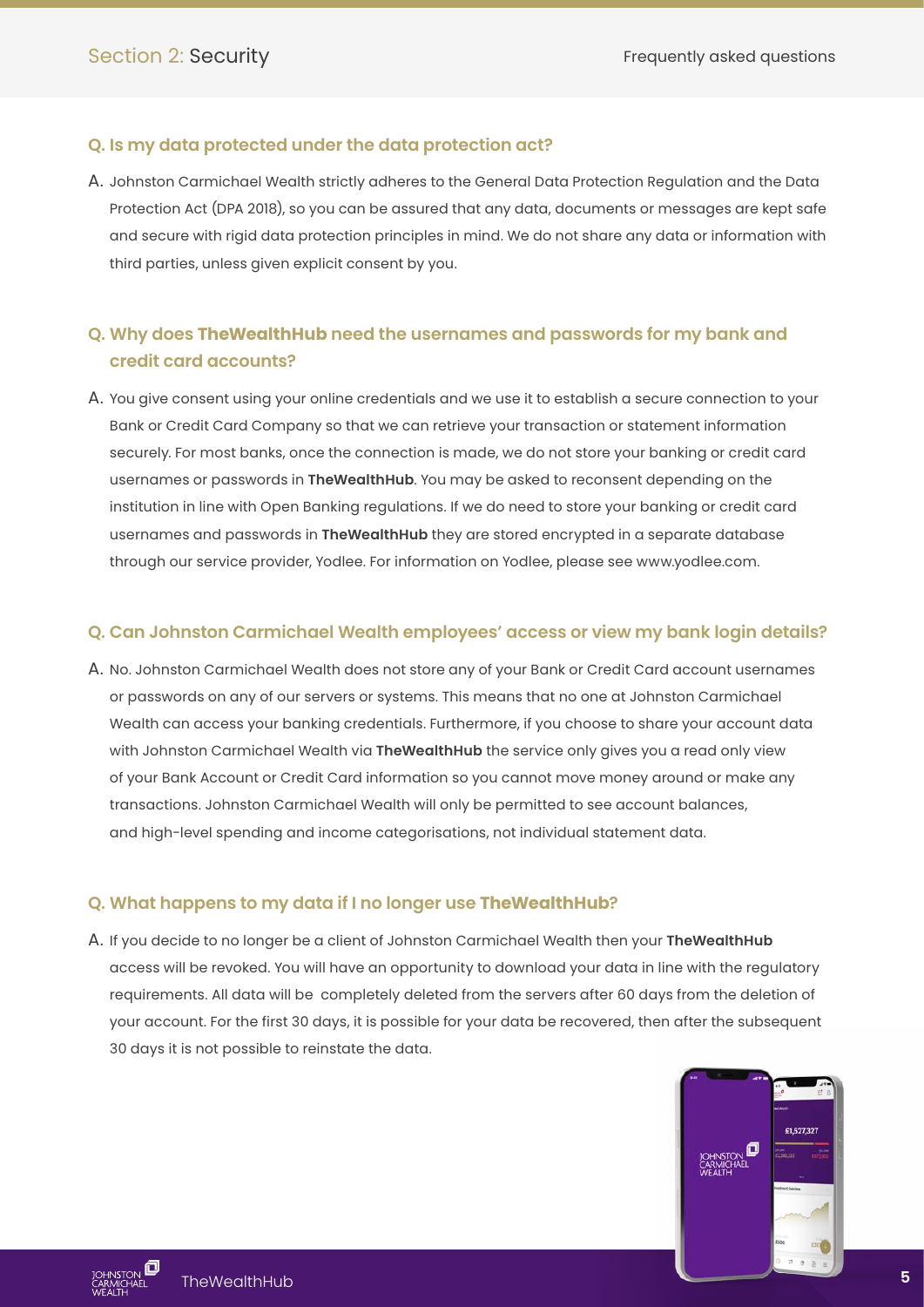## Section 2: Security

### Q. Is my data protected under the data protection act?

A. Johnston Carmichael Wealth strictly adheres to the General Data Protection Regulation and the Data Protection Act (DPA 2018), so you can be assured that any data, documents or messages are kept safe and secure with rigid data protection principles in mind. We do not share any data or information with third parties, unless given explicit consent by you.

### Q. Why does **TheWealthHub** need the usernames and passwords for my bank and credit card accounts?

A. You give consent using your online credentials and we use it to establish a secure connection to your Bank or Credit Card Company so that we can retrieve your transaction or statement information securely. For most banks, once the connection is made, we do not store your banking or credit card usernames or passwords in **TheWealthHub**. You may be asked to reconsent depending on the institution in line with Open Banking regulations. If we do need to store your banking or credit card usernames and passwords in **TheWealthHub** they are stored encrypted in a separate database through our service provider, Yodlee. For information on Yodlee, please see www.yodlee.com.

### Q. Can Johnston Carmichael Wealth employees' access or view my bank login details?

A. No. Johnston Carmichael Wealth does not store any of your Bank or Credit Card account usernames or passwords on any of our servers or systems. This means that no one at Johnston Carmichael Wealth can access your banking credentials. Furthermore, if you choose to share your account data with Johnston Carmichael Wealth via **TheWealthHub** the service only gives you a read only view of your Bank Account or Credit Card information so you cannot move money around or make any transactions. Johnston Carmichael Wealth will only be permitted to see account balances, and high-level spending and income categorisations, not individual statement data.

### Q. What happens to my data if I no longer use **TheWealthHub**?

A. If you decide to no longer be a client of Johnston Carmichael Wealth then your **TheWealthHub** access will be revoked. You will have an opportunity to download your data in line with the regulatory requirements. All data will be completely deleted from the servers after 60 days from the deletion of your account. For the first 30 days, it is possible for your data be recovered, then after the subsequent 30 days it is not possible to reinstate the data.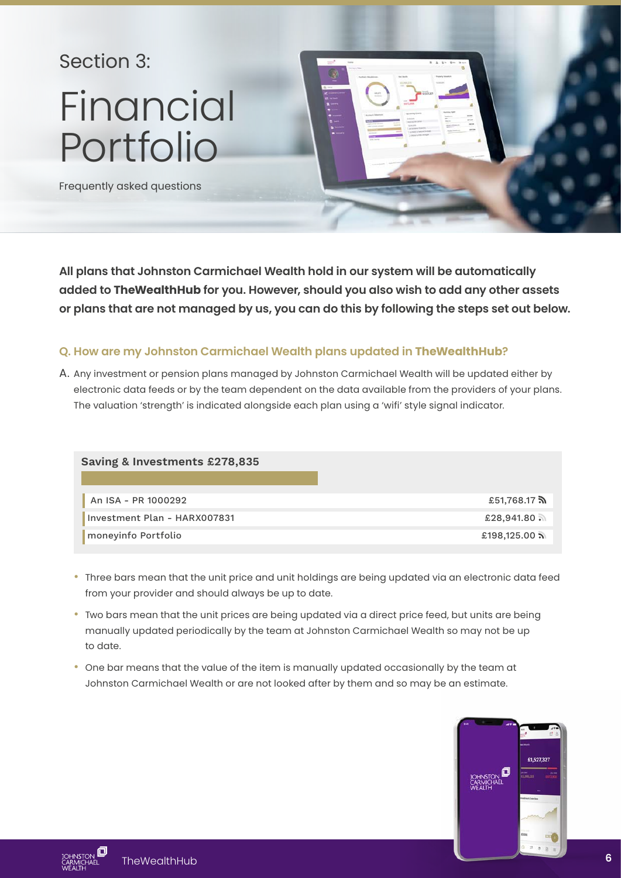Section 3:

# Financial Portfolio

Frequently asked questions

**All plans that Johnston Carmichael Wealth hold in our system will be automatically added to TheWealthHub for you. However, should you also wish to add any other assets or plans that are not managed by us, you can do this by following the steps set out below.**

### Q. How are my Johnston Carmichael Wealth plans updated in TheWealthHub?

A. Any investment or pension plans managed by Johnston Carmichael Wealth will be updated either by electronic data feeds or by the team dependent on the data available from the providers of your plans. The valuation 'strength' is indicated alongside each plan using a 'wifi' style signal indicator.

| Saving & Investments £278,835 | |
|---|---|
| An ISA - PR 1000292 | £51,768.17 |
| Investment Plan - HARX007831 | £28,941.80 |
| moneyinfo Portfolio | £198,125.00 |

- Three bars mean that the unit price and unit holdings are being updated via an electronic data feed from your provider and should always be up to date.
- Two bars mean that the unit prices are being updated via a direct price feed, but units are being manually updated periodically by the team at Johnston Carmichael Wealth so may not be up to date.
- One bar means that the value of the item is manually updated occasionally by the team at Johnston Carmichael Wealth or are not looked after by them and so may be an estimate.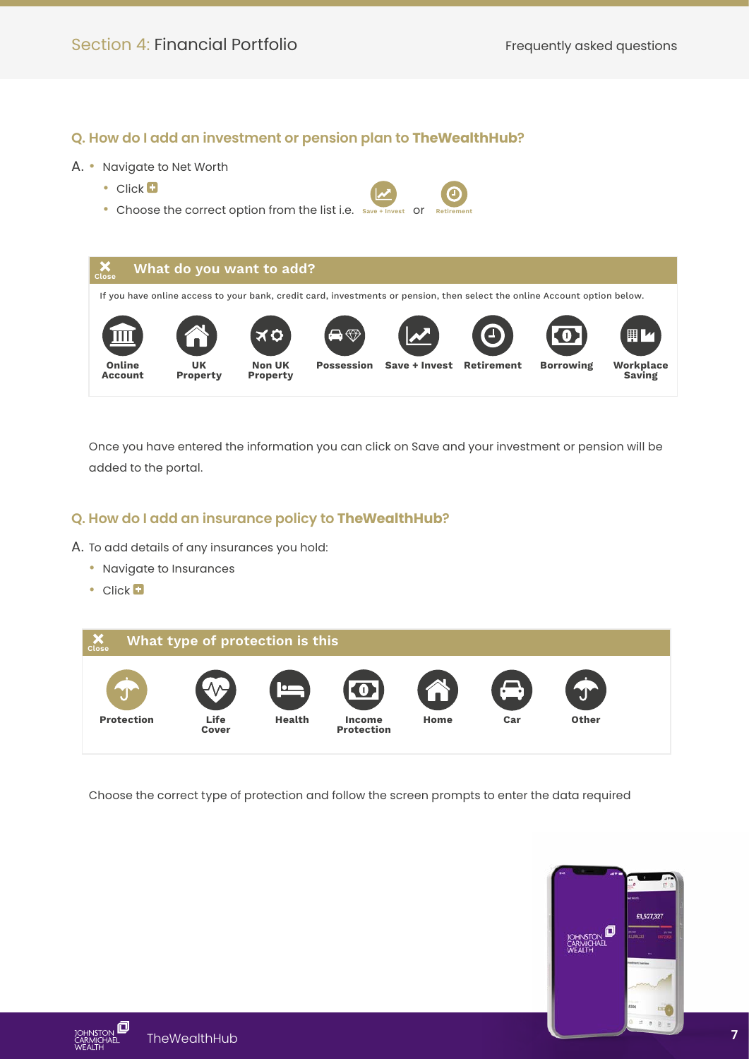## Q. How do I add an investment or pension plan to **TheWealthHub?**

A.
- Navigate to Net Worth
  - Click ⊞
  - Choose the correct option from the list i.e. Save + Invest or Retirement

**What do you want to add?**

If you have online access to your bank, credit card, investments or pension, then select the online Account option below.

**Online Account** | **UK Property** | **Non UK Property** | **Possession** | **Save + Invest** | **Retirement** | **Borrowing** | **Workplace Saving**

Once you have entered the information you can click on Save and your investment or pension will be added to the portal.

## Q. How do I add an insurance policy to **TheWealthHub?**

A. To add details of any insurances you hold:

- Navigate to Insurances
- Click ⊞

**What type of protection is this**

**Protection** | **Life Cover** | **Health** | **Income Protection** | **Home** | **Car** | **Other**

Choose the correct type of protection and follow the screen prompts to enter the data required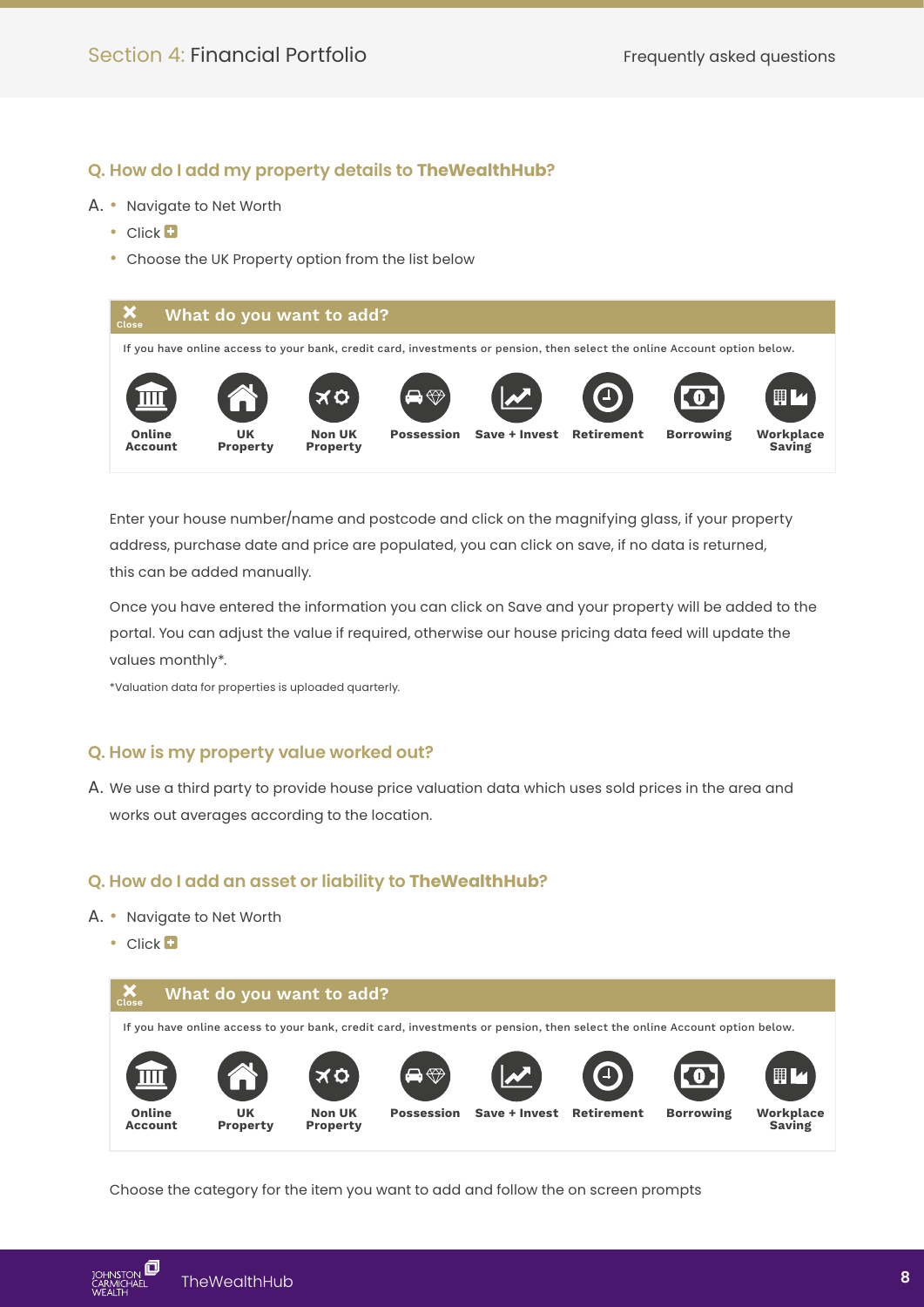## Q. How do I add my property details to TheWealthHub?

A.
- Navigate to Net Worth
- Click ➕
- Choose the UK Property option from the list below

**What do you want to add?**

If you have online access to your bank, credit card, investments or pension, then select the online Account option below.

Online Account | UK Property | Non UK Property | Possession | Save + Invest | Retirement | Borrowing | Workplace Saving

Enter your house number/name and postcode and click on the magnifying glass, if your property address, purchase date and price are populated, you can click on save, if no data is returned, this can be added manually.

Once you have entered the information you can click on Save and your property will be added to the portal. You can adjust the value if required, otherwise our house pricing data feed will update the values monthly*.

*Valuation data for properties is uploaded quarterly.

## Q. How is my property value worked out?

A. We use a third party to provide house price valuation data which uses sold prices in the area and works out averages according to the location.

## Q. How do I add an asset or liability to TheWealthHub?

A.
- Navigate to Net Worth
- Click ➕

**What do you want to add?**

If you have online access to your bank, credit card, investments or pension, then select the online Account option below.

Online Account | UK Property | Non UK Property | Possession | Save + Invest | Retirement | Borrowing | Workplace Saving

Choose the category for the item you want to add and follow the on screen prompts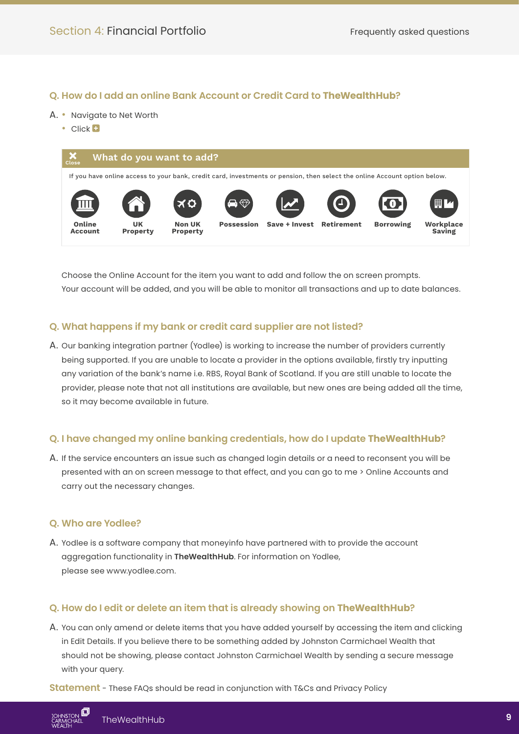### Q. How do I add an online Bank Account or Credit Card to **TheWealthHub**?

A.
- Navigate to Net Worth
- Click +

**What do you want to add?**

If you have online access to your bank, credit card, investments or pension, then select the online Account option below.

Online Account | UK Property | Non UK Property | Possession | Save + Invest | Retirement | Borrowing | Workplace Saving

Choose the Online Account for the item you want to add and follow the on screen prompts. Your account will be added, and you will be able to monitor all transactions and up to date balances.

### Q. What happens if my bank or credit card supplier are not listed?

A. Our banking integration partner (Yodlee) is working to increase the number of providers currently being supported. If you are unable to locate a provider in the options available, firstly try inputting any variation of the bank's name i.e. RBS, Royal Bank of Scotland. If you are still unable to locate the provider, please note that not all institutions are available, but new ones are being added all the time, so it may become available in future.

### Q. I have changed my online banking credentials, how do I update **TheWealthHub**?

A. If the service encounters an issue such as changed login details or a need to reconsent you will be presented with an on screen message to that effect, and you can go to me > Online Accounts and carry out the necessary changes.

### Q. Who are Yodlee?

A. Yodlee is a software company that moneyinfo have partnered with to provide the account aggregation functionality in **TheWealthHub**. For information on Yodlee, please see www.yodlee.com.

### Q. How do I edit or delete an item that is already showing on **TheWealthHub**?

A. You can only amend or delete items that you have added yourself by accessing the item and clicking in Edit Details. If you believe there to be something added by Johnston Carmichael Wealth that should not be showing, please contact Johnston Carmichael Wealth by sending a secure message with your query.

**Statement** - These FAQs should be read in conjunction with T&Cs and Privacy Policy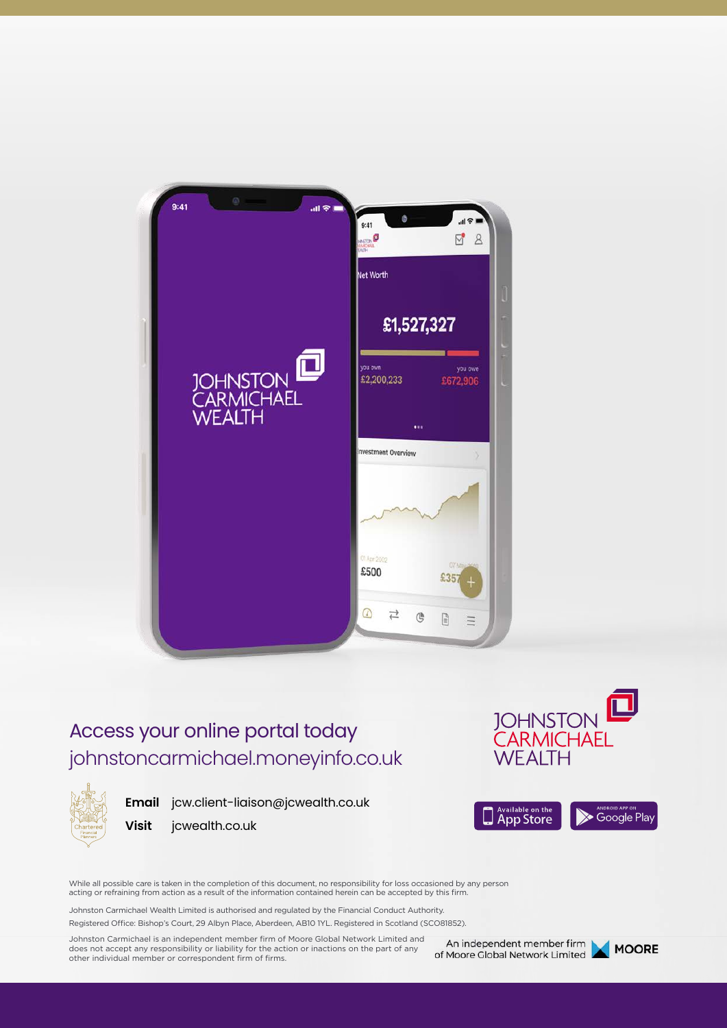## Access your online portal today

johnstoncarmichael.moneyinfo.co.uk

JOHNSTON CARMICHAEL WEALTH

**Email** jcw.client-liaison@jcwealth.co.uk

**Visit** jcwealth.co.uk

Available on the App Store

Android App on Google Play

While all possible care is taken in the completion of this document, no responsibility for loss occasioned by any person acting or refraining from action as a result of the information contained herein can be accepted by this firm.

Johnston Carmichael Wealth Limited is authorised and regulated by the Financial Conduct Authority.

Registered Office: Bishop's Court, 29 Albyn Place, Aberdeen, AB10 1YL. Registered in Scotland (SC081852).

Johnston Carmichael is an independent member firm of Moore Global Network Limited and does not accept any responsibility or liability for the action or inactions on the part of any other individual member or correspondent firm of firms.

An independent member firm of Moore Global Network Limited MOORE